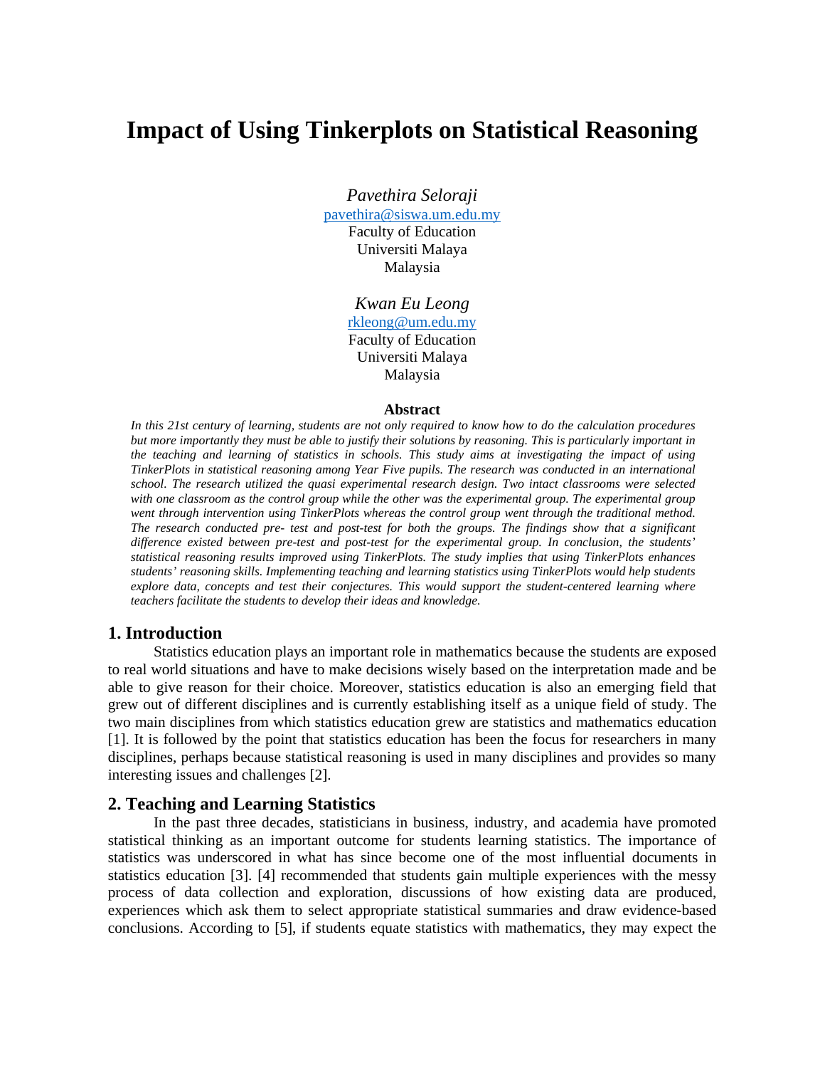# Impact of Using Tinkerplots on Statistical Reasoning

*Pavethira Seloraji*
pavethira@siswa.um.edu.my
Faculty of Education
Universiti Malaya
Malaysia

*Kwan Eu Leong*
rkleong@um.edu.my
Faculty of Education
Universiti Malaya
Malaysia

**Abstract**

*In this 21st century of learning, students are not only required to know how to do the calculation procedures but more importantly they must be able to justify their solutions by reasoning. This is particularly important in the teaching and learning of statistics in schools. This study aims at investigating the impact of using TinkerPlots in statistical reasoning among Year Five pupils. The research was conducted in an international school. The research utilized the quasi experimental research design. Two intact classrooms were selected with one classroom as the control group while the other was the experimental group. The experimental group went through intervention using TinkerPlots whereas the control group went through the traditional method. The research conducted pre- test and post-test for both the groups. The findings show that a significant difference existed between pre-test and post-test for the experimental group. In conclusion, the students' statistical reasoning results improved using TinkerPlots. The study implies that using TinkerPlots enhances students' reasoning skills. Implementing teaching and learning statistics using TinkerPlots would help students explore data, concepts and test their conjectures. This would support the student-centered learning where teachers facilitate the students to develop their ideas and knowledge.*

## 1. Introduction

Statistics education plays an important role in mathematics because the students are exposed to real world situations and have to make decisions wisely based on the interpretation made and be able to give reason for their choice. Moreover, statistics education is also an emerging field that grew out of different disciplines and is currently establishing itself as a unique field of study. The two main disciplines from which statistics education grew are statistics and mathematics education [1]. It is followed by the point that statistics education has been the focus for researchers in many disciplines, perhaps because statistical reasoning is used in many disciplines and provides so many interesting issues and challenges [2].

## 2. Teaching and Learning Statistics

In the past three decades, statisticians in business, industry, and academia have promoted statistical thinking as an important outcome for students learning statistics. The importance of statistics was underscored in what has since become one of the most influential documents in statistics education [3]. [4] recommended that students gain multiple experiences with the messy process of data collection and exploration, discussions of how existing data are produced, experiences which ask them to select appropriate statistical summaries and draw evidence-based conclusions. According to [5], if students equate statistics with mathematics, they may expect the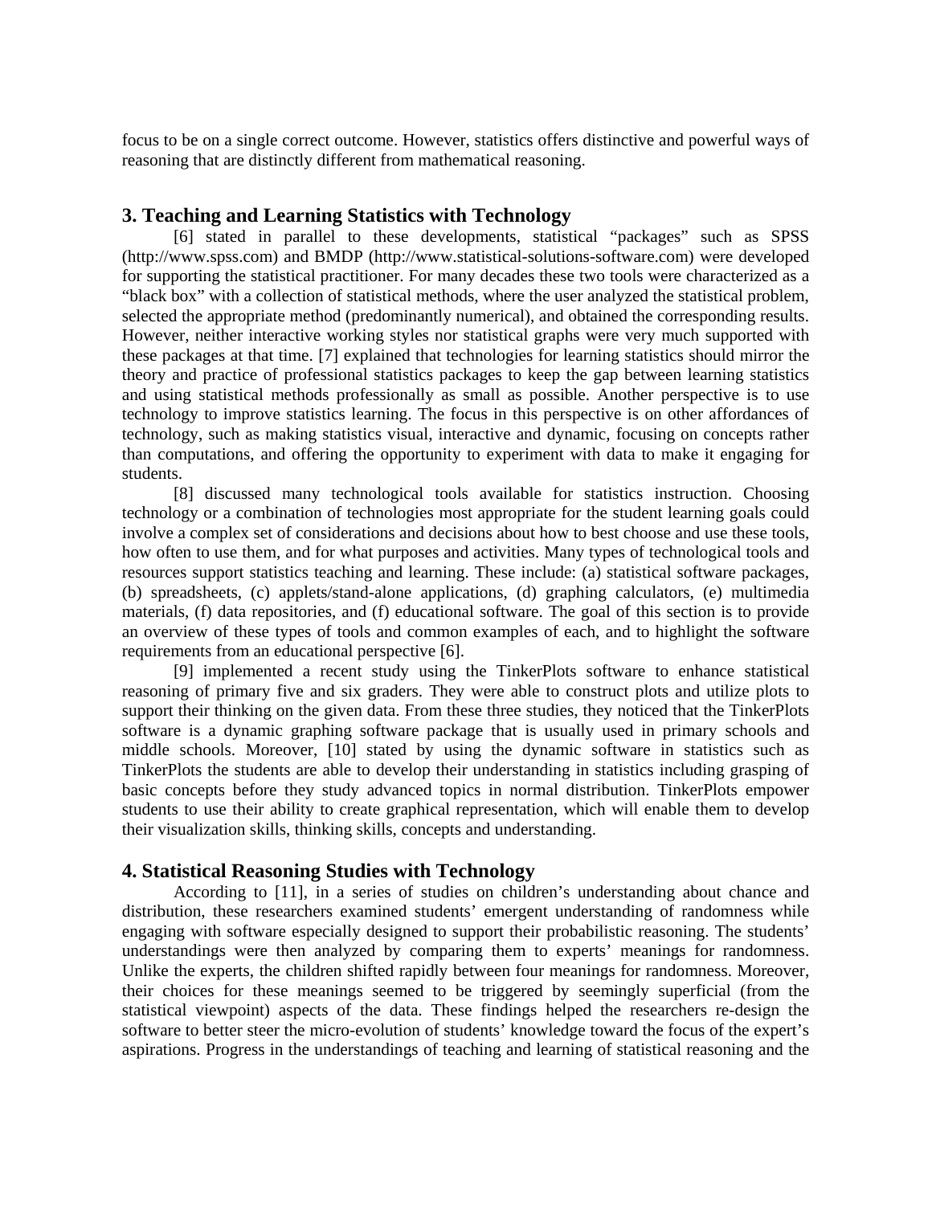focus to be on a single correct outcome. However, statistics offers distinctive and powerful ways of reasoning that are distinctly different from mathematical reasoning.

## 3. Teaching and Learning Statistics with Technology

[6] stated in parallel to these developments, statistical "packages" such as SPSS (http://www.spss.com) and BMDP (http://www.statistical-solutions-software.com) were developed for supporting the statistical practitioner. For many decades these two tools were characterized as a "black box" with a collection of statistical methods, where the user analyzed the statistical problem, selected the appropriate method (predominantly numerical), and obtained the corresponding results. However, neither interactive working styles nor statistical graphs were very much supported with these packages at that time. [7] explained that technologies for learning statistics should mirror the theory and practice of professional statistics packages to keep the gap between learning statistics and using statistical methods professionally as small as possible. Another perspective is to use technology to improve statistics learning. The focus in this perspective is on other affordances of technology, such as making statistics visual, interactive and dynamic, focusing on concepts rather than computations, and offering the opportunity to experiment with data to make it engaging for students.

[8] discussed many technological tools available for statistics instruction. Choosing technology or a combination of technologies most appropriate for the student learning goals could involve a complex set of considerations and decisions about how to best choose and use these tools, how often to use them, and for what purposes and activities. Many types of technological tools and resources support statistics teaching and learning. These include: (a) statistical software packages, (b) spreadsheets, (c) applets/stand-alone applications, (d) graphing calculators, (e) multimedia materials, (f) data repositories, and (f) educational software. The goal of this section is to provide an overview of these types of tools and common examples of each, and to highlight the software requirements from an educational perspective [6].

[9] implemented a recent study using the TinkerPlots software to enhance statistical reasoning of primary five and six graders. They were able to construct plots and utilize plots to support their thinking on the given data. From these three studies, they noticed that the TinkerPlots software is a dynamic graphing software package that is usually used in primary schools and middle schools. Moreover, [10] stated by using the dynamic software in statistics such as TinkerPlots the students are able to develop their understanding in statistics including grasping of basic concepts before they study advanced topics in normal distribution. TinkerPlots empower students to use their ability to create graphical representation, which will enable them to develop their visualization skills, thinking skills, concepts and understanding.

## 4. Statistical Reasoning Studies with Technology

According to [11], in a series of studies on children's understanding about chance and distribution, these researchers examined students' emergent understanding of randomness while engaging with software especially designed to support their probabilistic reasoning. The students' understandings were then analyzed by comparing them to experts' meanings for randomness. Unlike the experts, the children shifted rapidly between four meanings for randomness. Moreover, their choices for these meanings seemed to be triggered by seemingly superficial (from the statistical viewpoint) aspects of the data. These findings helped the researchers re-design the software to better steer the micro-evolution of students' knowledge toward the focus of the expert's aspirations. Progress in the understandings of teaching and learning of statistical reasoning and the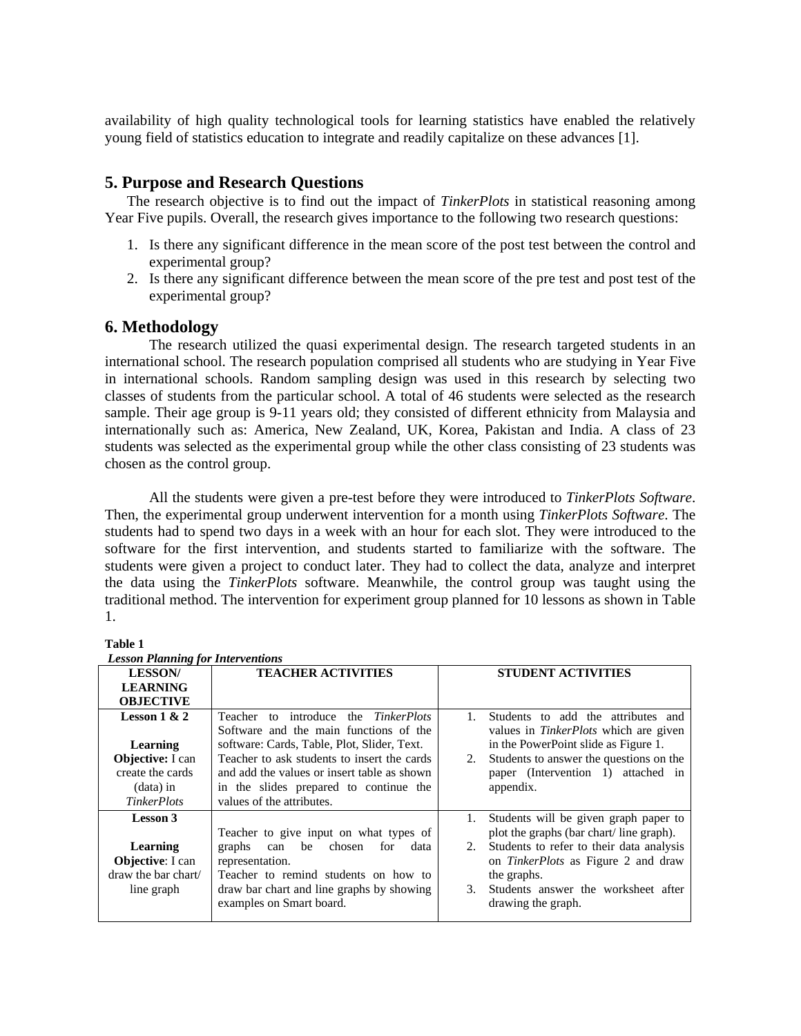availability of high quality technological tools for learning statistics have enabled the relatively young field of statistics education to integrate and readily capitalize on these advances [1].

## 5. Purpose and Research Questions

The research objective is to find out the impact of *TinkerPlots* in statistical reasoning among Year Five pupils. Overall, the research gives importance to the following two research questions:

1. Is there any significant difference in the mean score of the post test between the control and experimental group?
2. Is there any significant difference between the mean score of the pre test and post test of the experimental group?

## 6. Methodology

The research utilized the quasi experimental design. The research targeted students in an international school. The research population comprised all students who are studying in Year Five in international schools. Random sampling design was used in this research by selecting two classes of students from the particular school. A total of 46 students were selected as the research sample. Their age group is 9-11 years old; they consisted of different ethnicity from Malaysia and internationally such as: America, New Zealand, UK, Korea, Pakistan and India. A class of 23 students was selected as the experimental group while the other class consisting of 23 students was chosen as the control group.

All the students were given a pre-test before they were introduced to *TinkerPlots Software*. Then, the experimental group underwent intervention for a month using *TinkerPlots Software*. The students had to spend two days in a week with an hour for each slot. They were introduced to the software for the first intervention, and students started to familiarize with the software. The students were given a project to conduct later. They had to collect the data, analyze and interpret the data using the *TinkerPlots* software. Meanwhile, the control group was taught using the traditional method. The intervention for experiment group planned for 10 lessons as shown in Table 1.

**Table 1**
***Lesson Planning for Interventions***

| LESSON/ LEARNING OBJECTIVE | TEACHER ACTIVITIES | STUDENT ACTIVITIES |
|---|---|---|
| **Lesson 1 & 2**<br><br>**Learning Objective:** I can create the cards (data) in *TinkerPlots* | Teacher to introduce the *TinkerPlots* Software and the main functions of the software: Cards, Table, Plot, Slider, Text. Teacher to ask students to insert the cards and add the values or insert table as shown in the slides prepared to continue the values of the attributes. | 1. Students to add the attributes and values in *TinkerPlots* which are given in the PowerPoint slide as Figure 1.<br>2. Students to answer the questions on the paper (Intervention 1) attached in appendix. |
| **Lesson 3**<br><br>**Learning Objective**: I can draw the bar chart/ line graph | Teacher to give input on what types of graphs can be chosen for data representation.<br>Teacher to remind students on how to draw bar chart and line graphs by showing examples on Smart board. | 1. Students will be given graph paper to plot the graphs (bar chart/ line graph).<br>2. Students to refer to their data analysis on *TinkerPlots* as Figure 2 and draw the graphs.<br>3. Students answer the worksheet after drawing the graph. |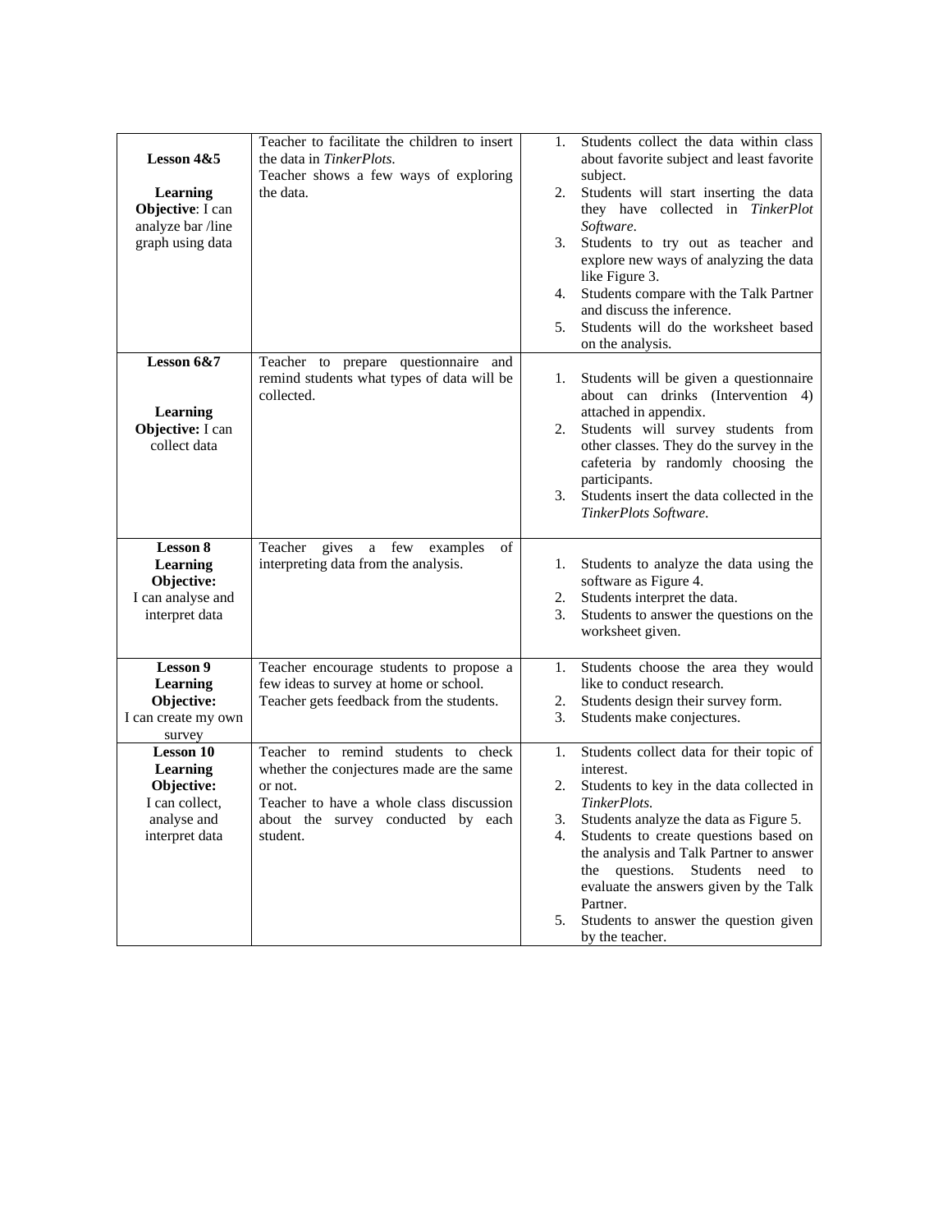| **Lesson 4&5**<br><br>**Learning Objective**: I can analyze bar /line graph using data | Teacher to facilitate the children to insert the data in *TinkerPlots*.<br>Teacher shows a few ways of exploring the data. | 1. Students collect the data within class about favorite subject and least favorite subject.<br>2. Students will start inserting the data they have collected in *TinkerPlot Software*.<br>3. Students to try out as teacher and explore new ways of analyzing the data like Figure 3.<br>4. Students compare with the Talk Partner and discuss the inference.<br>5. Students will do the worksheet based on the analysis. |
|---|---|---|
| **Lesson 6&7**<br><br>**Learning Objective:** I can collect data | Teacher to prepare questionnaire and remind students what types of data will be collected. | 1. Students will be given a questionnaire about can drinks (Intervention 4) attached in appendix.<br>2. Students will survey students from other classes. They do the survey in the cafeteria by randomly choosing the participants.<br>3. Students insert the data collected in the *TinkerPlots Software*. |
| **Lesson 8**<br>**Learning Objective:**<br>I can analyse and interpret data | Teacher gives a few examples of interpreting data from the analysis. | 1. Students to analyze the data using the software as Figure 4.<br>2. Students interpret the data.<br>3. Students to answer the questions on the worksheet given. |
| **Lesson 9**<br>**Learning Objective:**<br>I can create my own survey | Teacher encourage students to propose a few ideas to survey at home or school.<br>Teacher gets feedback from the students. | 1. Students choose the area they would like to conduct research.<br>2. Students design their survey form.<br>3. Students make conjectures. |
| **Lesson 10**<br>**Learning Objective:**<br>I can collect, analyse and interpret data | Teacher to remind students to check whether the conjectures made are the same or not.<br>Teacher to have a whole class discussion about the survey conducted by each student. | 1. Students collect data for their topic of interest.<br>2. Students to key in the data collected in *TinkerPlots*.<br>3. Students analyze the data as Figure 5.<br>4. Students to create questions based on the analysis and Talk Partner to answer the questions. Students need to evaluate the answers given by the Talk Partner.<br>5. Students to answer the question given by the teacher. |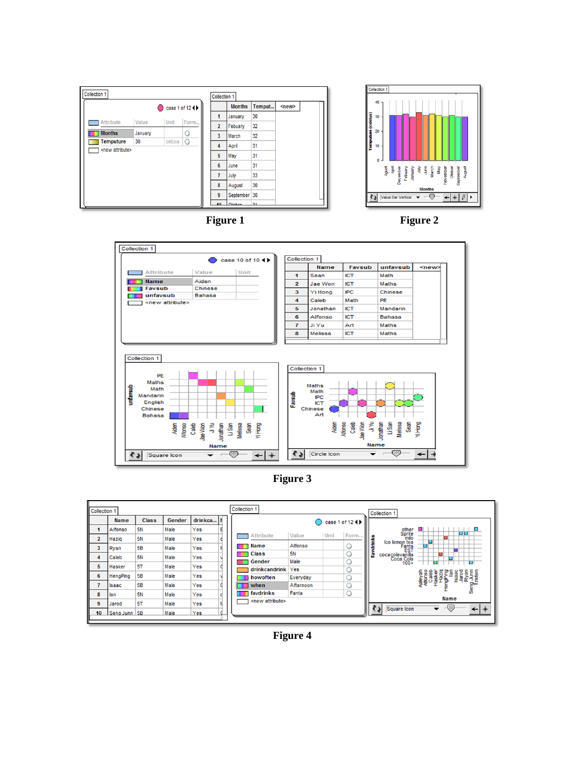Figure 1

Figure 2

Figure 3

Figure 4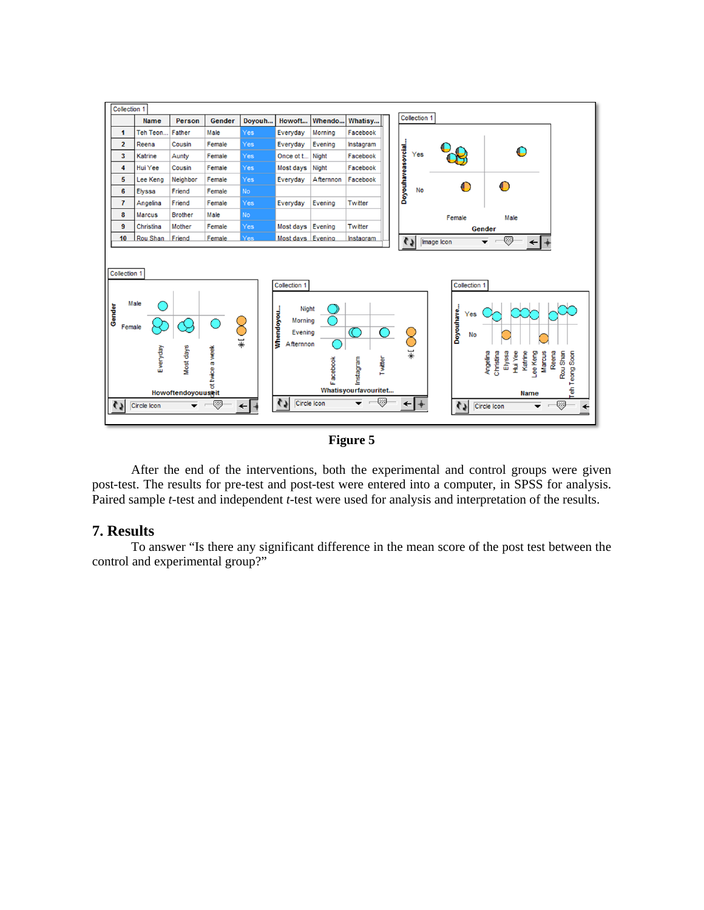**Figure 5**

After the end of the interventions, both the experimental and control groups were given post-test. The results for pre-test and post-test were entered into a computer, in SPSS for analysis. Paired sample *t*-test and independent *t*-test were used for analysis and interpretation of the results.

## 7. Results

To answer "Is there any significant difference in the mean score of the post test between the control and experimental group?"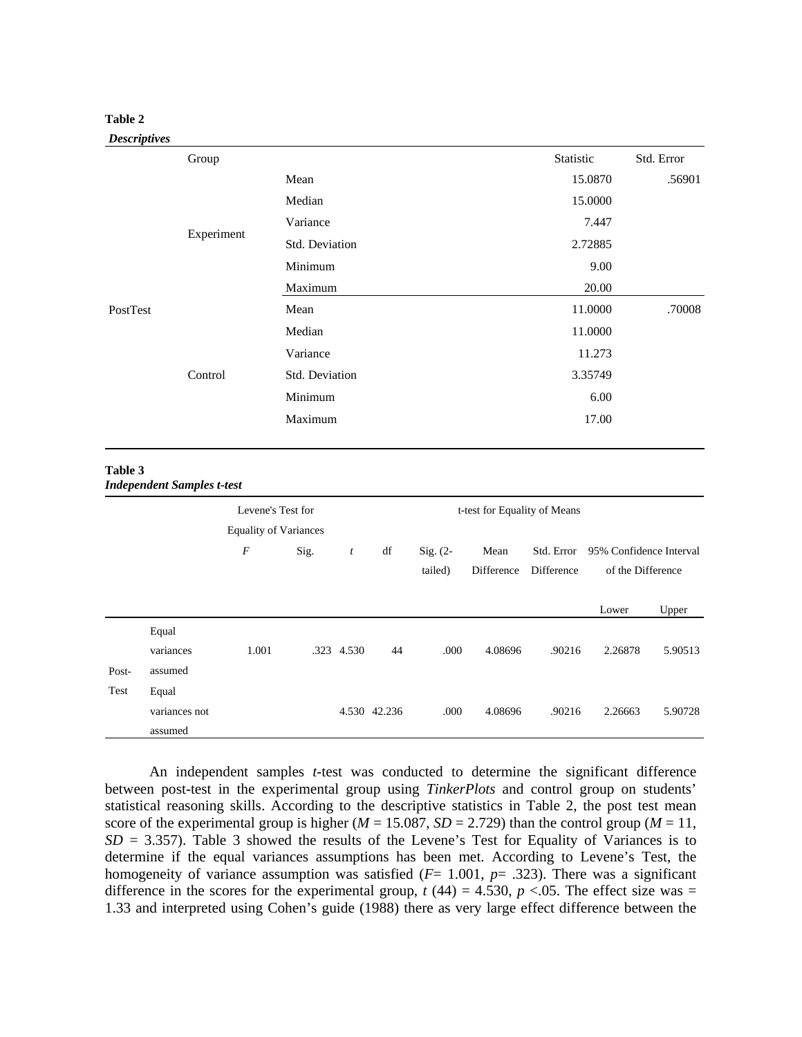**Table 2**

***Descriptives***

| | Group | | Statistic | Std. Error |
|---|---|---|---|---|
| PostTest | Experiment | Mean | 15.0870 | .56901 |
| | | Median | 15.0000 | |
| | | Variance | 7.447 | |
| | | Std. Deviation | 2.72885 | |
| | | Minimum | 9.00 | |
| | | Maximum | 20.00 | |
| | Control | Mean | 11.0000 | .70008 |
| | | Median | 11.0000 | |
| | | Variance | 11.273 | |
| | | Std. Deviation | 3.35749 | |
| | | Minimum | 6.00 | |
| | | Maximum | 17.00 | |

**Table 3**

***Independent Samples t-test***

| | | Levene's Test for Equality of Variances | | t-test for Equality of Means | | | | | | |
|---|---|---|---|---|---|---|---|---|---|---|
| | | *F* | Sig. | *t* | df | Sig. (2-tailed) | Mean Difference | Std. Error Difference | 95% Confidence Interval of the Difference | |
| | | | | | | | | | Lower | Upper |
| Post-Test | Equal variances assumed | 1.001 | .323 | 4.530 | 44 | .000 | 4.08696 | .90216 | 2.26878 | 5.90513 |
| | Equal variances not assumed | | | 4.530 | 42.236 | .000 | 4.08696 | .90216 | 2.26663 | 5.90728 |

An independent samples *t*-test was conducted to determine the significant difference between post-test in the experimental group using *TinkerPlots* and control group on students' statistical reasoning skills. According to the descriptive statistics in Table 2, the post test mean score of the experimental group is higher ($M$ = 15.087, $SD$ = 2.729) than the control group ($M$ = 11, $SD$ = 3.357). Table 3 showed the results of the Levene's Test for Equality of Variances is to determine if the equal variances assumptions has been met. According to Levene's Test, the homogeneity of variance assumption was satisfied ($F$= 1.001, $p$= .323). There was a significant difference in the scores for the experimental group, $t$ (44) = 4.530, $p$ <.05. The effect size was = 1.33 and interpreted using Cohen's guide (1988) there as very large effect difference between the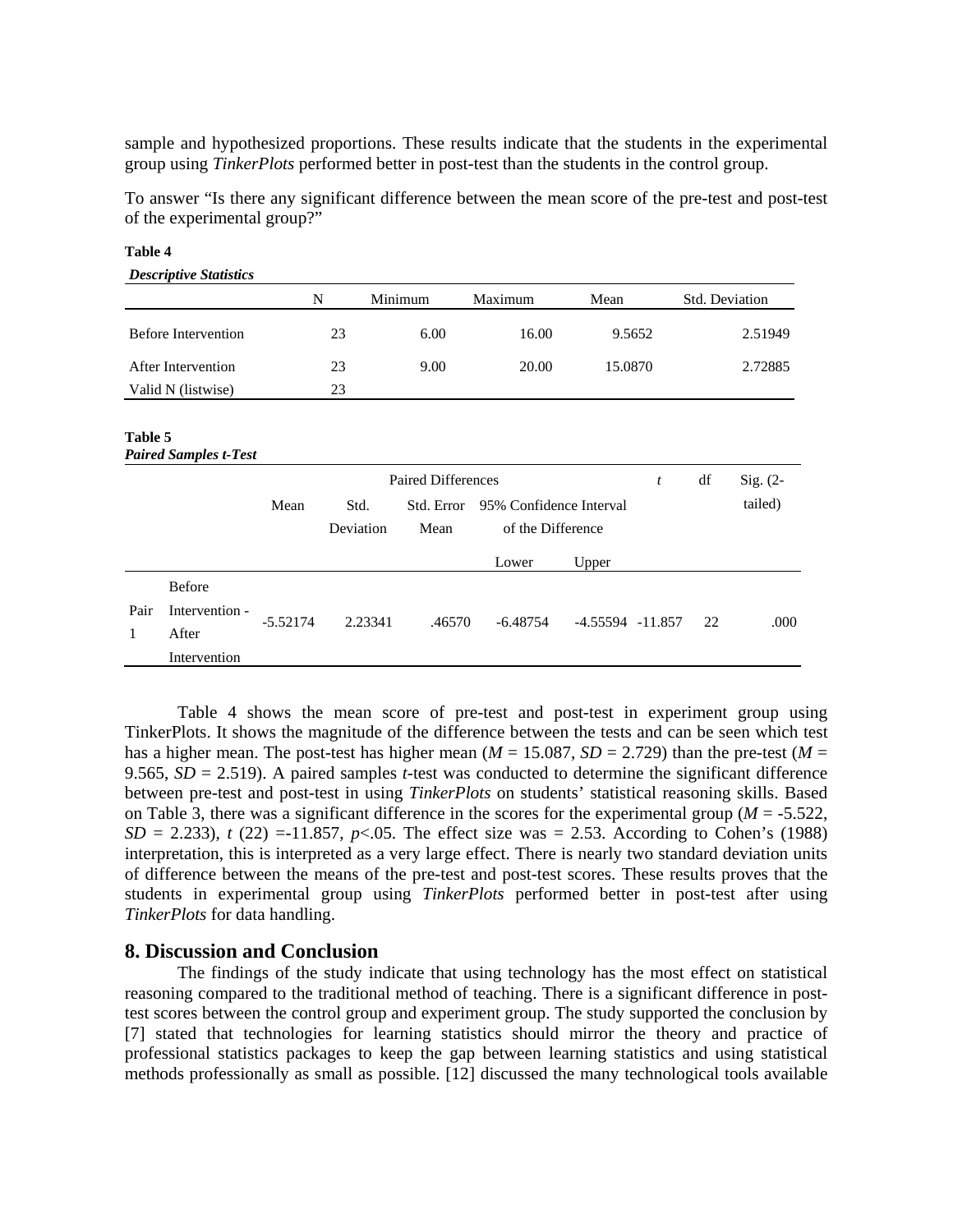sample and hypothesized proportions. These results indicate that the students in the experimental group using *TinkerPlots* performed better in post-test than the students in the control group.

To answer "Is there any significant difference between the mean score of the pre-test and post-test of the experimental group?"

**Table 4**

***Descriptive Statistics***

| | N | Minimum | Maximum | Mean | Std. Deviation |
|---|---|---|---|---|---|
| Before Intervention | 23 | 6.00 | 16.00 | 9.5652 | 2.51949 |
| After Intervention | 23 | 9.00 | 20.00 | 15.0870 | 2.72885 |
| Valid N (listwise) | 23 | | | | |

**Table 5**

***Paired Samples t-Test***

| | | Paired Differences | | | | | *t* | df | Sig. (2-tailed) |
|---|---|---|---|---|---|---|---|---|---|
| | | Mean | Std. Deviation | Std. Error Mean | 95% Confidence Interval of the Difference | | | | |
| | | | | | Lower | Upper | | | |
| Pair 1 | Before Intervention - After Intervention | -5.52174 | 2.23341 | .46570 | -6.48754 | -4.55594 | -11.857 | 22 | .000 |

Table 4 shows the mean score of pre-test and post-test in experiment group using TinkerPlots. It shows the magnitude of the difference between the tests and can be seen which test has a higher mean. The post-test has higher mean ($M$ = 15.087, $SD$ = 2.729) than the pre-test ($M$ = 9.565, $SD$ = 2.519). A paired samples *t*-test was conducted to determine the significant difference between pre-test and post-test in using *TinkerPlots* on students' statistical reasoning skills. Based on Table 3, there was a significant difference in the scores for the experimental group ($M$ = -5.522, $SD$ = 2.233), $t$ (22) =-11.857, $p$<.05. The effect size was = 2.53. According to Cohen's (1988) interpretation, this is interpreted as a very large effect. There is nearly two standard deviation units of difference between the means of the pre-test and post-test scores. These results proves that the students in experimental group using *TinkerPlots* performed better in post-test after using *TinkerPlots* for data handling.

## 8. Discussion and Conclusion

The findings of the study indicate that using technology has the most effect on statistical reasoning compared to the traditional method of teaching. There is a significant difference in post-test scores between the control group and experiment group. The study supported the conclusion by [7] stated that technologies for learning statistics should mirror the theory and practice of professional statistics packages to keep the gap between learning statistics and using statistical methods professionally as small as possible. [12] discussed the many technological tools available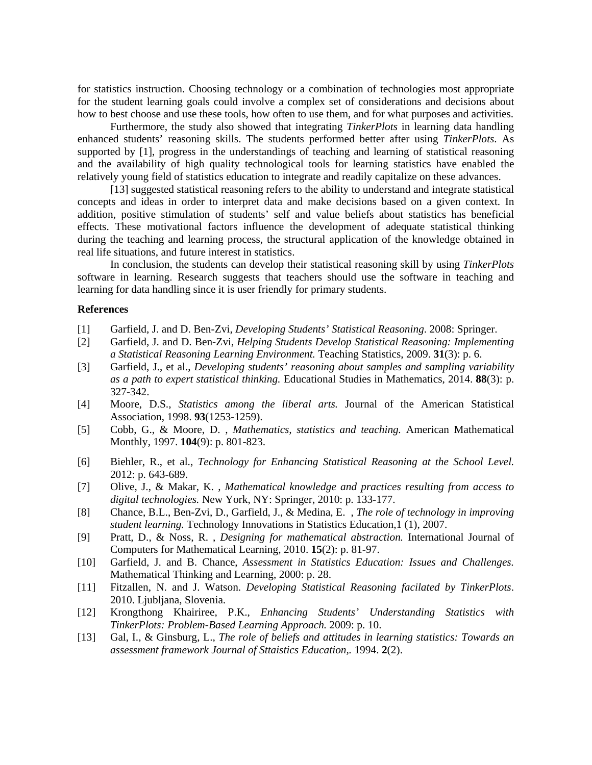for statistics instruction. Choosing technology or a combination of technologies most appropriate for the student learning goals could involve a complex set of considerations and decisions about how to best choose and use these tools, how often to use them, and for what purposes and activities.

Furthermore, the study also showed that integrating *TinkerPlots* in learning data handling enhanced students' reasoning skills. The students performed better after using *TinkerPlots*. As supported by [1], progress in the understandings of teaching and learning of statistical reasoning and the availability of high quality technological tools for learning statistics have enabled the relatively young field of statistics education to integrate and readily capitalize on these advances.

[13] suggested statistical reasoning refers to the ability to understand and integrate statistical concepts and ideas in order to interpret data and make decisions based on a given context. In addition, positive stimulation of students' self and value beliefs about statistics has beneficial effects. These motivational factors influence the development of adequate statistical thinking during the teaching and learning process, the structural application of the knowledge obtained in real life situations, and future interest in statistics.

In conclusion, the students can develop their statistical reasoning skill by using *TinkerPlots* software in learning. Research suggests that teachers should use the software in teaching and learning for data handling since it is user friendly for primary students.

**References**

[1] Garfield, J. and D. Ben-Zvi, *Developing Students' Statistical Reasoning*. 2008: Springer.

[2] Garfield, J. and D. Ben-Zvi, *Helping Students Develop Statistical Reasoning: Implementing a Statistical Reasoning Learning Environment.* Teaching Statistics, 2009. **31**(3): p. 6.

[3] Garfield, J., et al., *Developing students' reasoning about samples and sampling variability as a path to expert statistical thinking.* Educational Studies in Mathematics, 2014. **88**(3): p. 327-342.

[4] Moore, D.S., *Statistics among the liberal arts.* Journal of the American Statistical Association, 1998. **93**(1253-1259).

[5] Cobb, G., & Moore, D. , *Mathematics, statistics and teaching.* American Mathematical Monthly, 1997. **104**(9): p. 801-823.

[6] Biehler, R., et al., *Technology for Enhancing Statistical Reasoning at the School Level.* 2012: p. 643-689.

[7] Olive, J., & Makar, K. , *Mathematical knowledge and practices resulting from access to digital technologies.* New York, NY: Springer, 2010: p. 133-177.

[8] Chance, B.L., Ben-Zvi, D., Garfield, J., & Medina, E. , *The role of technology in improving student learning.* Technology Innovations in Statistics Education,1 (1), 2007.

[9] Pratt, D., & Noss, R. , *Designing for mathematical abstraction.* International Journal of Computers for Mathematical Learning, 2010. **15**(2): p. 81-97.

[10] Garfield, J. and B. Chance, *Assessment in Statistics Education: Issues and Challenges.* Mathematical Thinking and Learning, 2000: p. 28.

[11] Fitzallen, N. and J. Watson. *Developing Statistical Reasoning facilated by TinkerPlots*. 2010. Ljubljana, Slovenia.

[12] Krongthong Khairiree, P.K., *Enhancing Students' Understanding Statistics with TinkerPlots: Problem-Based Learning Approach.* 2009: p. 10.

[13] Gal, I., & Ginsburg, L., *The role of beliefs and attitudes in learning statistics: Towards an assessment framework Journal of Sttaistics Education,*. 1994. **2**(2).